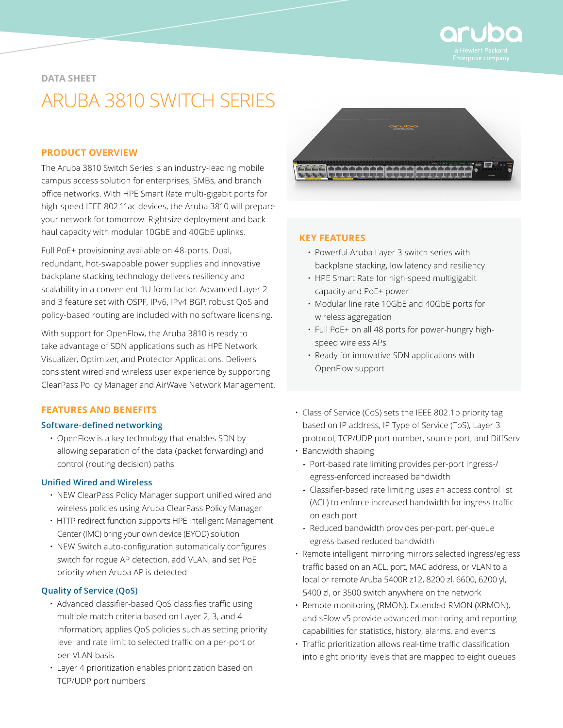DATA SHEET

# ARUBA 3810 SWITCH SERIES

## PRODUCT OVERVIEW

The Aruba 3810 Switch Series is an industry-leading mobile campus access solution for enterprises, SMBs, and branch office networks. With HPE Smart Rate multi-gigabit ports for high-speed IEEE 802.11ac devices, the Aruba 3810 will prepare your network for tomorrow. Rightsize deployment and back haul capacity with modular 10GbE and 40GbE uplinks.

Full PoE+ provisioning available on 48-ports. Dual, redundant, hot-swappable power supplies and innovative backplane stacking technology delivers resiliency and scalability in a convenient 1U form factor. Advanced Layer 2 and 3 feature set with OSPF, IPv6, IPv4 BGP, robust QoS and policy-based routing are included with no software licensing.

With support for OpenFlow, the Aruba 3810 is ready to take advantage of SDN applications such as HPE Network Visualizer, Optimizer, and Protector Applications. Delivers consistent wired and wireless user experience by supporting ClearPass Policy Manager and AirWave Network Management.

## KEY FEATURES

- Powerful Aruba Layer 3 switch series with backplane stacking, low latency and resiliency
- HPE Smart Rate for high-speed multigigabit capacity and PoE+ power
- Modular line rate 10GbE and 40GbE ports for wireless aggregation
- Full PoE+ on all 48 ports for power-hungry high-speed wireless APs
- Ready for innovative SDN applications with OpenFlow support

## FEATURES AND BENEFITS

### Software-defined networking

- OpenFlow is a key technology that enables SDN by allowing separation of the data (packet forwarding) and control (routing decision) paths

### Unified Wired and Wireless

- NEW ClearPass Policy Manager support unified wired and wireless policies using Aruba ClearPass Policy Manager
- HTTP redirect function supports HPE Intelligent Management Center (IMC) bring your own device (BYOD) solution
- NEW Switch auto-configuration automatically configures switch for rogue AP detection, add VLAN, and set PoE priority when Aruba AP is detected

### Quality of Service (QoS)

- Advanced classifier-based QoS classifies traffic using multiple match criteria based on Layer 2, 3, and 4 information; applies QoS policies such as setting priority level and rate limit to selected traffic on a per-port or per-VLAN basis
- Layer 4 prioritization enables prioritization based on TCP/UDP port numbers
- Class of Service (CoS) sets the IEEE 802.1p priority tag based on IP address, IP Type of Service (ToS), Layer 3 protocol, TCP/UDP port number, source port, and DiffServ
- Bandwidth shaping
  - Port-based rate limiting provides per-port ingress-/egress-enforced increased bandwidth
  - Classifier-based rate limiting uses an access control list (ACL) to enforce increased bandwidth for ingress traffic on each port
  - Reduced bandwidth provides per-port, per-queue egress-based reduced bandwidth
- Remote intelligent mirroring mirrors selected ingress/egress traffic based on an ACL, port, MAC address, or VLAN to a local or remote Aruba 5400R z12, 8200 zl, 6600, 6200 yl, 5400 zl, or 3500 switch anywhere on the network
- Remote monitoring (RMON), Extended RMON (XRMON), and sFlow v5 provide advanced monitoring and reporting capabilities for statistics, history, alarms, and events
- Traffic prioritization allows real-time traffic classification into eight priority levels that are mapped to eight queues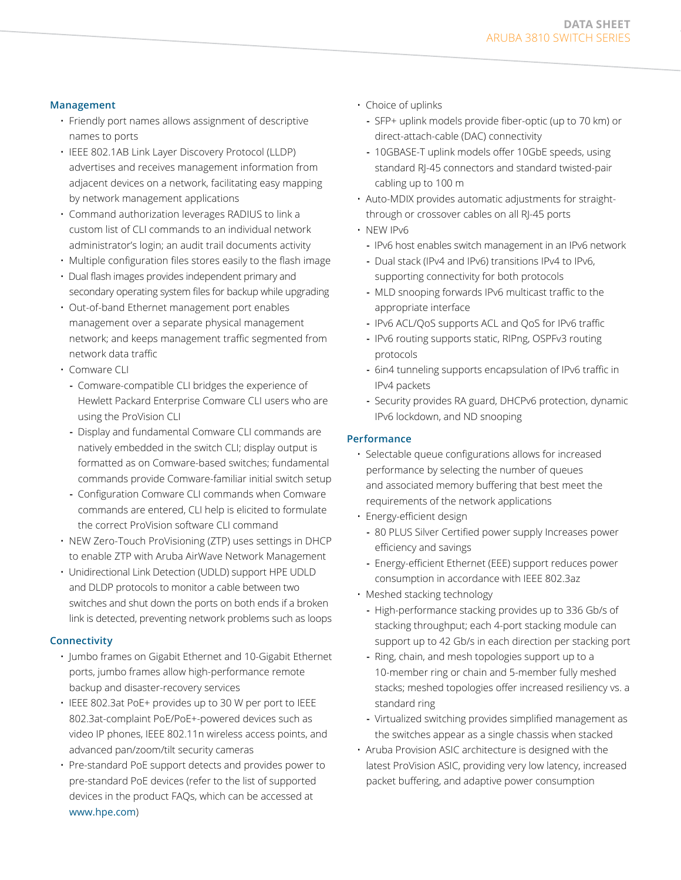### Management

- Friendly port names allows assignment of descriptive names to ports
- IEEE 802.1AB Link Layer Discovery Protocol (LLDP) advertises and receives management information from adjacent devices on a network, facilitating easy mapping by network management applications
- Command authorization leverages RADIUS to link a custom list of CLI commands to an individual network administrator's login; an audit trail documents activity
- Multiple configuration files stores easily to the flash image
- Dual flash images provides independent primary and secondary operating system files for backup while upgrading
- Out-of-band Ethernet management port enables management over a separate physical management network; and keeps management traffic segmented from network data traffic
- Comware CLI
  - Comware-compatible CLI bridges the experience of Hewlett Packard Enterprise Comware CLI users who are using the ProVision CLI
  - Display and fundamental Comware CLI commands are natively embedded in the switch CLI; display output is formatted as on Comware-based switches; fundamental commands provide Comware-familiar initial switch setup
  - Configuration Comware CLI commands when Comware commands are entered, CLI help is elicited to formulate the correct ProVision software CLI command
- NEW Zero-Touch ProVisioning (ZTP) uses settings in DHCP to enable ZTP with Aruba AirWave Network Management
- Unidirectional Link Detection (UDLD) support HPE UDLD and DLDP protocols to monitor a cable between two switches and shut down the ports on both ends if a broken link is detected, preventing network problems such as loops

### Connectivity

- Jumbo frames on Gigabit Ethernet and 10-Gigabit Ethernet ports, jumbo frames allow high-performance remote backup and disaster-recovery services
- IEEE 802.3at PoE+ provides up to 30 W per port to IEEE 802.3at-complaint PoE/PoE+-powered devices such as video IP phones, IEEE 802.11n wireless access points, and advanced pan/zoom/tilt security cameras
- Pre-standard PoE support detects and provides power to pre-standard PoE devices (refer to the list of supported devices in the product FAQs, which can be accessed at www.hpe.com)
- Choice of uplinks
  - SFP+ uplink models provide fiber-optic (up to 70 km) or direct-attach-cable (DAC) connectivity
  - 10GBASE-T uplink models offer 10GbE speeds, using standard RJ-45 connectors and standard twisted-pair cabling up to 100 m
- Auto-MDIX provides automatic adjustments for straight-through or crossover cables on all RJ-45 ports
- NEW IPv6
  - IPv6 host enables switch management in an IPv6 network
  - Dual stack (IPv4 and IPv6) transitions IPv4 to IPv6, supporting connectivity for both protocols
  - MLD snooping forwards IPv6 multicast traffic to the appropriate interface
  - IPv6 ACL/QoS supports ACL and QoS for IPv6 traffic
  - IPv6 routing supports static, RIPng, OSPFv3 routing protocols
  - 6in4 tunneling supports encapsulation of IPv6 traffic in IPv4 packets
  - Security provides RA guard, DHCPv6 protection, dynamic IPv6 lockdown, and ND snooping

### Performance

- Selectable queue configurations allows for increased performance by selecting the number of queues and associated memory buffering that best meet the requirements of the network applications
- Energy-efficient design
  - 80 PLUS Silver Certified power supply Increases power efficiency and savings
  - Energy-efficient Ethernet (EEE) support reduces power consumption in accordance with IEEE 802.3az
- Meshed stacking technology
  - High-performance stacking provides up to 336 Gb/s of stacking throughput; each 4-port stacking module can support up to 42 Gb/s in each direction per stacking port
  - Ring, chain, and mesh topologies support up to a 10-member ring or chain and 5-member fully meshed stacks; meshed topologies offer increased resiliency vs. a standard ring
  - Virtualized switching provides simplified management as the switches appear as a single chassis when stacked
- Aruba Provision ASIC architecture is designed with the latest ProVision ASIC, providing very low latency, increased packet buffering, and adaptive power consumption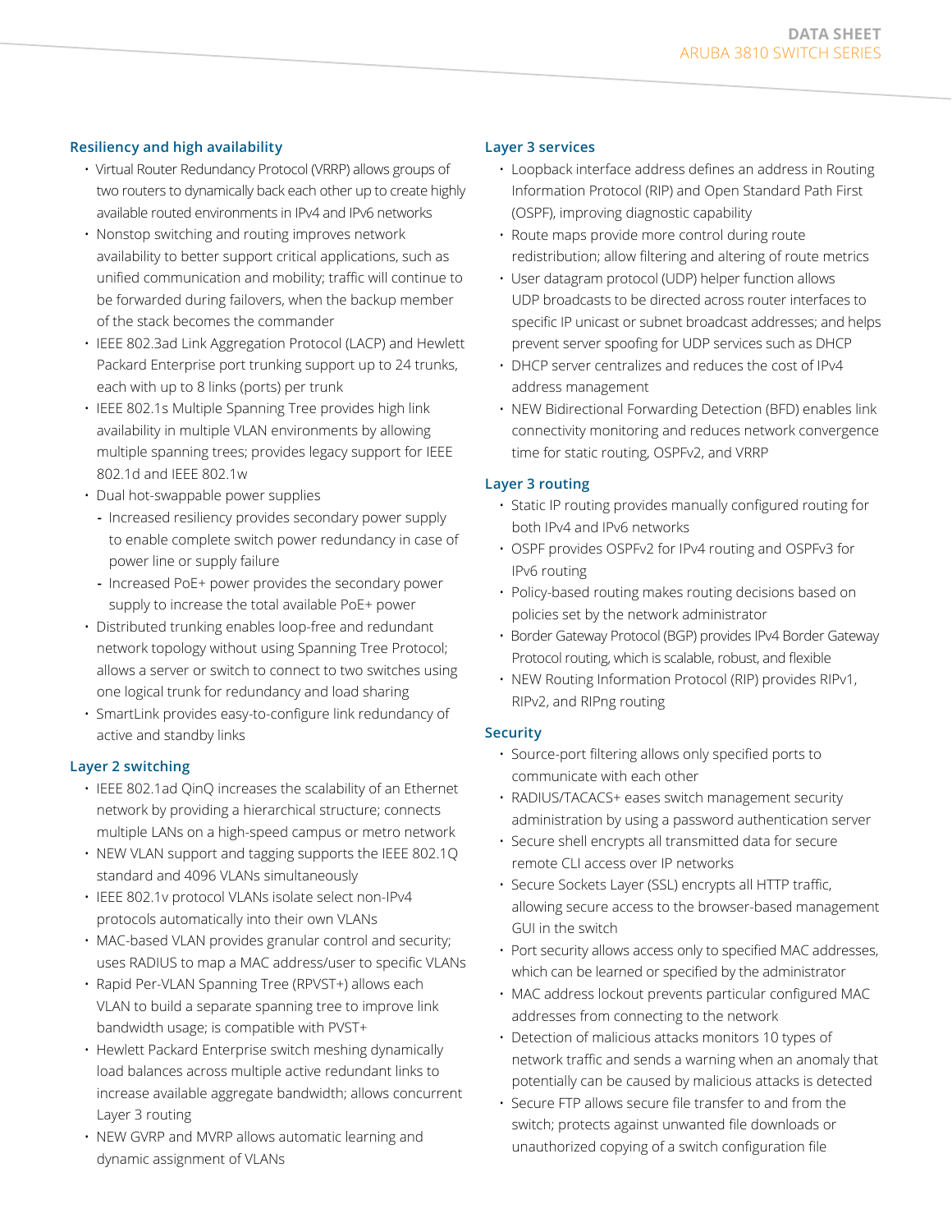### Resiliency and high availability

- Virtual Router Redundancy Protocol (VRRP) allows groups of two routers to dynamically back each other up to create highly available routed environments in IPv4 and IPv6 networks
- Nonstop switching and routing improves network availability to better support critical applications, such as unified communication and mobility; traffic will continue to be forwarded during failovers, when the backup member of the stack becomes the commander
- IEEE 802.3ad Link Aggregation Protocol (LACP) and Hewlett Packard Enterprise port trunking support up to 24 trunks, each with up to 8 links (ports) per trunk
- IEEE 802.1s Multiple Spanning Tree provides high link availability in multiple VLAN environments by allowing multiple spanning trees; provides legacy support for IEEE 802.1d and IEEE 802.1w
- Dual hot-swappable power supplies
  - Increased resiliency provides secondary power supply to enable complete switch power redundancy in case of power line or supply failure
  - Increased PoE+ power provides the secondary power supply to increase the total available PoE+ power
- Distributed trunking enables loop-free and redundant network topology without using Spanning Tree Protocol; allows a server or switch to connect to two switches using one logical trunk for redundancy and load sharing
- SmartLink provides easy-to-configure link redundancy of active and standby links

### Layer 2 switching

- IEEE 802.1ad QinQ increases the scalability of an Ethernet network by providing a hierarchical structure; connects multiple LANs on a high-speed campus or metro network
- NEW VLAN support and tagging supports the IEEE 802.1Q standard and 4096 VLANs simultaneously
- IEEE 802.1v protocol VLANs isolate select non-IPv4 protocols automatically into their own VLANs
- MAC-based VLAN provides granular control and security; uses RADIUS to map a MAC address/user to specific VLANs
- Rapid Per-VLAN Spanning Tree (RPVST+) allows each VLAN to build a separate spanning tree to improve link bandwidth usage; is compatible with PVST+
- Hewlett Packard Enterprise switch meshing dynamically load balances across multiple active redundant links to increase available aggregate bandwidth; allows concurrent Layer 3 routing
- NEW GVRP and MVRP allows automatic learning and dynamic assignment of VLANs

### Layer 3 services

- Loopback interface address defines an address in Routing Information Protocol (RIP) and Open Standard Path First (OSPF), improving diagnostic capability
- Route maps provide more control during route redistribution; allow filtering and altering of route metrics
- User datagram protocol (UDP) helper function allows UDP broadcasts to be directed across router interfaces to specific IP unicast or subnet broadcast addresses; and helps prevent server spoofing for UDP services such as DHCP
- DHCP server centralizes and reduces the cost of IPv4 address management
- NEW Bidirectional Forwarding Detection (BFD) enables link connectivity monitoring and reduces network convergence time for static routing, OSPFv2, and VRRP

### Layer 3 routing

- Static IP routing provides manually configured routing for both IPv4 and IPv6 networks
- OSPF provides OSPFv2 for IPv4 routing and OSPFv3 for IPv6 routing
- Policy-based routing makes routing decisions based on policies set by the network administrator
- Border Gateway Protocol (BGP) provides IPv4 Border Gateway Protocol routing, which is scalable, robust, and flexible
- NEW Routing Information Protocol (RIP) provides RIPv1, RIPv2, and RIPng routing

### Security

- Source-port filtering allows only specified ports to communicate with each other
- RADIUS/TACACS+ eases switch management security administration by using a password authentication server
- Secure shell encrypts all transmitted data for secure remote CLI access over IP networks
- Secure Sockets Layer (SSL) encrypts all HTTP traffic, allowing secure access to the browser-based management GUI in the switch
- Port security allows access only to specified MAC addresses, which can be learned or specified by the administrator
- MAC address lockout prevents particular configured MAC addresses from connecting to the network
- Detection of malicious attacks monitors 10 types of network traffic and sends a warning when an anomaly that potentially can be caused by malicious attacks is detected
- Secure FTP allows secure file transfer to and from the switch; protects against unwanted file downloads or unauthorized copying of a switch configuration file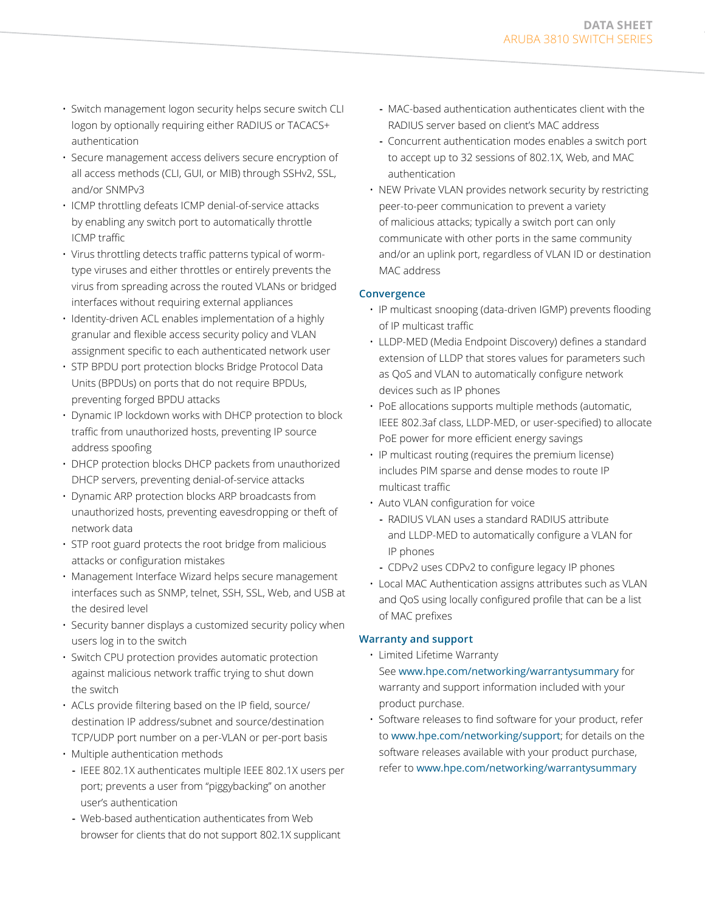- Switch management logon security helps secure switch CLI logon by optionally requiring either RADIUS or TACACS+ authentication
- Secure management access delivers secure encryption of all access methods (CLI, GUI, or MIB) through SSHv2, SSL, and/or SNMPv3
- ICMP throttling defeats ICMP denial-of-service attacks by enabling any switch port to automatically throttle ICMP traffic
- Virus throttling detects traffic patterns typical of worm-type viruses and either throttles or entirely prevents the virus from spreading across the routed VLANs or bridged interfaces without requiring external appliances
- Identity-driven ACL enables implementation of a highly granular and flexible access security policy and VLAN assignment specific to each authenticated network user
- STP BPDU port protection blocks Bridge Protocol Data Units (BPDUs) on ports that do not require BPDUs, preventing forged BPDU attacks
- Dynamic IP lockdown works with DHCP protection to block traffic from unauthorized hosts, preventing IP source address spoofing
- DHCP protection blocks DHCP packets from unauthorized DHCP servers, preventing denial-of-service attacks
- Dynamic ARP protection blocks ARP broadcasts from unauthorized hosts, preventing eavesdropping or theft of network data
- STP root guard protects the root bridge from malicious attacks or configuration mistakes
- Management Interface Wizard helps secure management interfaces such as SNMP, telnet, SSH, SSL, Web, and USB at the desired level
- Security banner displays a customized security policy when users log in to the switch
- Switch CPU protection provides automatic protection against malicious network traffic trying to shut down the switch
- ACLs provide filtering based on the IP field, source/destination IP address/subnet and source/destination TCP/UDP port number on a per-VLAN or per-port basis
- Multiple authentication methods
  - IEEE 802.1X authenticates multiple IEEE 802.1X users per port; prevents a user from "piggybacking" on another user's authentication
  - Web-based authentication authenticates from Web browser for clients that do not support 802.1X supplicant
  - MAC-based authentication authenticates client with the RADIUS server based on client's MAC address
  - Concurrent authentication modes enables a switch port to accept up to 32 sessions of 802.1X, Web, and MAC authentication
- NEW Private VLAN provides network security by restricting peer-to-peer communication to prevent a variety of malicious attacks; typically a switch port can only communicate with other ports in the same community and/or an uplink port, regardless of VLAN ID or destination MAC address

## Convergence

- IP multicast snooping (data-driven IGMP) prevents flooding of IP multicast traffic
- LLDP-MED (Media Endpoint Discovery) defines a standard extension of LLDP that stores values for parameters such as QoS and VLAN to automatically configure network devices such as IP phones
- PoE allocations supports multiple methods (automatic, IEEE 802.3af class, LLDP-MED, or user-specified) to allocate PoE power for more efficient energy savings
- IP multicast routing (requires the premium license) includes PIM sparse and dense modes to route IP multicast traffic
- Auto VLAN configuration for voice
  - RADIUS VLAN uses a standard RADIUS attribute and LLDP-MED to automatically configure a VLAN for IP phones
  - CDPv2 uses CDPv2 to configure legacy IP phones
- Local MAC Authentication assigns attributes such as VLAN and QoS using locally configured profile that can be a list of MAC prefixes

## Warranty and support

- Limited Lifetime Warranty
  See www.hpe.com/networking/warrantysummary for warranty and support information included with your product purchase.
- Software releases to find software for your product, refer to www.hpe.com/networking/support; for details on the software releases available with your product purchase, refer to www.hpe.com/networking/warrantysummary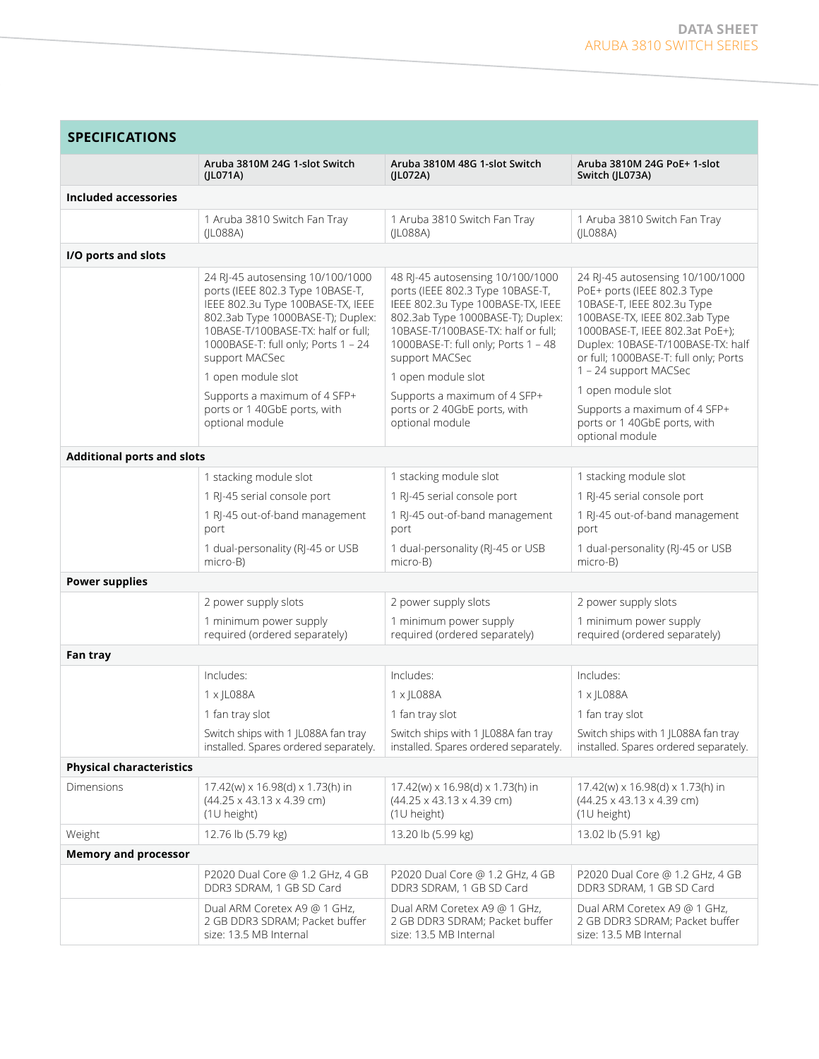## SPECIFICATIONS

| | Aruba 3810M 24G 1-slot Switch (JL071A) | Aruba 3810M 48G 1-slot Switch (JL072A) | Aruba 3810M 24G PoE+ 1-slot Switch (JL073A) |
|---|---|---|---|
| **Included accessories** | | | |
| | 1 Aruba 3810 Switch Fan Tray (JL088A) | 1 Aruba 3810 Switch Fan Tray (JL088A) | 1 Aruba 3810 Switch Fan Tray (JL088A) |
| **I/O ports and slots** | | | |
| | 24 RJ-45 autosensing 10/100/1000 ports (IEEE 802.3 Type 10BASE-T, IEEE 802.3u Type 100BASE-TX, IEEE 802.3ab Type 1000BASE-T); Duplex: 10BASE-T/100BASE-TX: half or full; 1000BASE-T: full only; Ports 1 – 24 support MACSec<br>1 open module slot<br>Supports a maximum of 4 SFP+ ports or 1 40GbE ports, with optional module | 48 RJ-45 autosensing 10/100/1000 ports (IEEE 802.3 Type 10BASE-T, IEEE 802.3u Type 100BASE-TX, IEEE 802.3ab Type 1000BASE-T); Duplex: 10BASE-T/100BASE-TX: half or full; 1000BASE-T: full only; Ports 1 – 48 support MACSec<br>1 open module slot<br>Supports a maximum of 4 SFP+ ports or 2 40GbE ports, with optional module | 24 RJ-45 autosensing 10/100/1000 PoE+ ports (IEEE 802.3 Type 10BASE-T, IEEE 802.3u Type 100BASE-TX, IEEE 802.3ab Type 1000BASE-T, IEEE 802.3at PoE+); Duplex: 10BASE-T/100BASE-TX: half or full; 1000BASE-T: full only; Ports 1 – 24 support MACSec<br>1 open module slot<br>Supports a maximum of 4 SFP+ ports or 1 40GbE ports, with optional module |
| **Additional ports and slots** | | | |
| | 1 stacking module slot<br>1 RJ-45 serial console port<br>1 RJ-45 out-of-band management port<br>1 dual-personality (RJ-45 or USB micro-B) | 1 stacking module slot<br>1 RJ-45 serial console port<br>1 RJ-45 out-of-band management port<br>1 dual-personality (RJ-45 or USB micro-B) | 1 stacking module slot<br>1 RJ-45 serial console port<br>1 RJ-45 out-of-band management port<br>1 dual-personality (RJ-45 or USB micro-B) |
| **Power supplies** | | | |
| | 2 power supply slots<br>1 minimum power supply required (ordered separately) | 2 power supply slots<br>1 minimum power supply required (ordered separately) | 2 power supply slots<br>1 minimum power supply required (ordered separately) |
| **Fan tray** | | | |
| | Includes:<br>1 x JL088A<br>1 fan tray slot<br>Switch ships with 1 JL088A fan tray installed. Spares ordered separately. | Includes:<br>1 x JL088A<br>1 fan tray slot<br>Switch ships with 1 JL088A fan tray installed. Spares ordered separately. | Includes:<br>1 x JL088A<br>1 fan tray slot<br>Switch ships with 1 JL088A fan tray installed. Spares ordered separately. |
| **Physical characteristics** | | | |
| Dimensions | 17.42(w) x 16.98(d) x 1.73(h) in (44.25 x 43.13 x 4.39 cm) (1U height) | 17.42(w) x 16.98(d) x 1.73(h) in (44.25 x 43.13 x 4.39 cm) (1U height) | 17.42(w) x 16.98(d) x 1.73(h) in (44.25 x 43.13 x 4.39 cm) (1U height) |
| Weight | 12.76 lb (5.79 kg) | 13.20 lb (5.99 kg) | 13.02 lb (5.91 kg) |
| **Memory and processor** | | | |
| | P2020 Dual Core @ 1.2 GHz, 4 GB DDR3 SDRAM, 1 GB SD Card | P2020 Dual Core @ 1.2 GHz, 4 GB DDR3 SDRAM, 1 GB SD Card | P2020 Dual Core @ 1.2 GHz, 4 GB DDR3 SDRAM, 1 GB SD Card |
| | Dual ARM Coretex A9 @ 1 GHz, 2 GB DDR3 SDRAM; Packet buffer size: 13.5 MB Internal | Dual ARM Coretex A9 @ 1 GHz, 2 GB DDR3 SDRAM; Packet buffer size: 13.5 MB Internal | Dual ARM Coretex A9 @ 1 GHz, 2 GB DDR3 SDRAM; Packet buffer size: 13.5 MB Internal |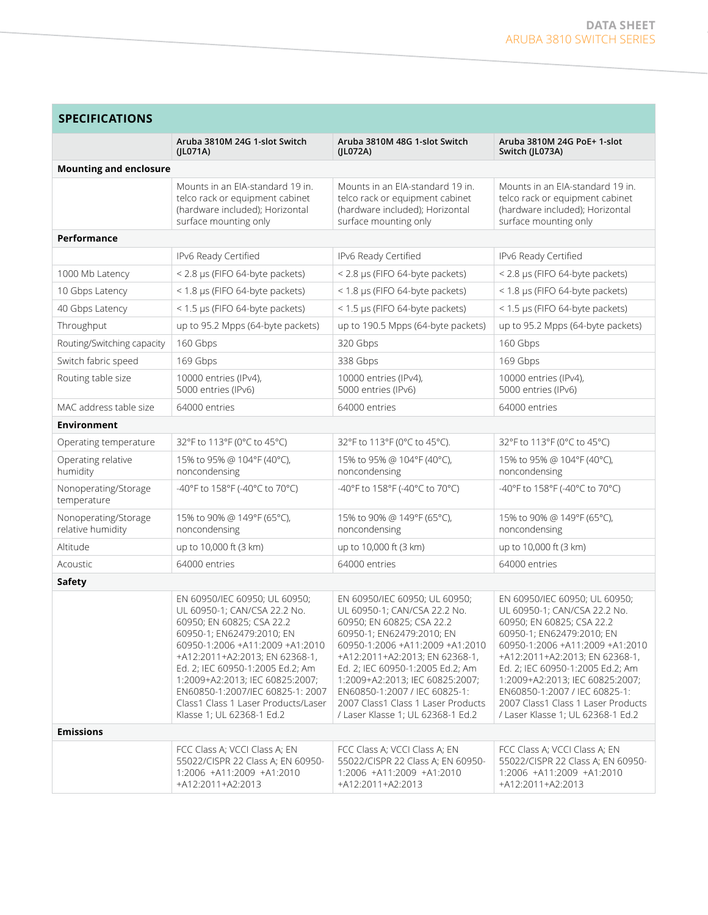## SPECIFICATIONS

| | Aruba 3810M 24G 1-slot Switch (JL071A) | Aruba 3810M 48G 1-slot Switch (JL072A) | Aruba 3810M 24G PoE+ 1-slot Switch (JL073A) |
|---|---|---|---|
| **Mounting and enclosure** | | | |
| | Mounts in an EIA-standard 19 in. telco rack or equipment cabinet (hardware included); Horizontal surface mounting only | Mounts in an EIA-standard 19 in. telco rack or equipment cabinet (hardware included); Horizontal surface mounting only | Mounts in an EIA-standard 19 in. telco rack or equipment cabinet (hardware included); Horizontal surface mounting only |
| **Performance** | | | |
| | IPv6 Ready Certified | IPv6 Ready Certified | IPv6 Ready Certified |
| 1000 Mb Latency | < 2.8 µs (FIFO 64-byte packets) | < 2.8 µs (FIFO 64-byte packets) | < 2.8 µs (FIFO 64-byte packets) |
| 10 Gbps Latency | < 1.8 µs (FIFO 64-byte packets) | < 1.8 µs (FIFO 64-byte packets) | < 1.8 µs (FIFO 64-byte packets) |
| 40 Gbps Latency | < 1.5 µs (FIFO 64-byte packets) | < 1.5 µs (FIFO 64-byte packets) | < 1.5 µs (FIFO 64-byte packets) |
| Throughput | up to 95.2 Mpps (64-byte packets) | up to 190.5 Mpps (64-byte packets) | up to 95.2 Mpps (64-byte packets) |
| Routing/Switching capacity | 160 Gbps | 320 Gbps | 160 Gbps |
| Switch fabric speed | 169 Gbps | 338 Gbps | 169 Gbps |
| Routing table size | 10000 entries (IPv4), 5000 entries (IPv6) | 10000 entries (IPv4), 5000 entries (IPv6) | 10000 entries (IPv4), 5000 entries (IPv6) |
| MAC address table size | 64000 entries | 64000 entries | 64000 entries |
| **Environment** | | | |
| Operating temperature | 32°F to 113°F (0°C to 45°C) | 32°F to 113°F (0°C to 45°C). | 32°F to 113°F (0°C to 45°C) |
| Operating relative humidity | 15% to 95% @ 104°F (40°C), noncondensing | 15% to 95% @ 104°F (40°C), noncondensing | 15% to 95% @ 104°F (40°C), noncondensing |
| Nonoperating/Storage temperature | -40°F to 158°F (-40°C to 70°C) | -40°F to 158°F (-40°C to 70°C) | -40°F to 158°F (-40°C to 70°C) |
| Nonoperating/Storage relative humidity | 15% to 90% @ 149°F (65°C), noncondensing | 15% to 90% @ 149°F (65°C), noncondensing | 15% to 90% @ 149°F (65°C), noncondensing |
| Altitude | up to 10,000 ft (3 km) | up to 10,000 ft (3 km) | up to 10,000 ft (3 km) |
| Acoustic | 64000 entries | 64000 entries | 64000 entries |
| **Safety** | | | |
| | EN 60950/IEC 60950; UL 60950; UL 60950-1; CAN/CSA 22.2 No. 60950; EN 60825; CSA 22.2 60950-1; EN62479:2010; EN 60950-1:2006 +A11:2009 +A1:2010 +A12:2011+A2:2013; EN 62368-1, Ed. 2; IEC 60950-1:2005 Ed.2; Am 1:2009+A2:2013; IEC 60825:2007; EN60850-1:2007/IEC 60825-1: 2007 Class1 Class 1 Laser Products/Laser Klasse 1; UL 62368-1 Ed.2 | EN 60950/IEC 60950; UL 60950; UL 60950-1; CAN/CSA 22.2 No. 60950; EN 60825; CSA 22.2 60950-1; EN62479:2010; EN 60950-1:2006 +A11:2009 +A1:2010 +A12:2011+A2:2013; EN 62368-1, Ed. 2; IEC 60950-1:2005 Ed.2; Am 1:2009+A2:2013; IEC 60825:2007; EN60850-1:2007 / IEC 60825-1: 2007 Class1 Class 1 Laser Products / Laser Klasse 1; UL 62368-1 Ed.2 | EN 60950/IEC 60950; UL 60950; UL 60950-1; CAN/CSA 22.2 No. 60950; EN 60825; CSA 22.2 60950-1; EN62479:2010; EN 60950-1:2006 +A11:2009 +A1:2010 +A12:2011+A2:2013; EN 62368-1, Ed. 2; IEC 60950-1:2005 Ed.2; Am 1:2009+A2:2013; IEC 60825:2007; EN60850-1:2007 / IEC 60825-1: 2007 Class1 Class 1 Laser Products / Laser Klasse 1; UL 62368-1 Ed.2 |
| **Emissions** | | | |
| | FCC Class A; VCCI Class A; EN 55022/CISPR 22 Class A; EN 60950-1:2006 +A11:2009 +A1:2010 +A12:2011+A2:2013 | FCC Class A; VCCI Class A; EN 55022/CISPR 22 Class A; EN 60950-1:2006 +A11:2009 +A1:2010 +A12:2011+A2:2013 | FCC Class A; VCCI Class A; EN 55022/CISPR 22 Class A; EN 60950-1:2006 +A11:2009 +A1:2010 +A12:2011+A2:2013 |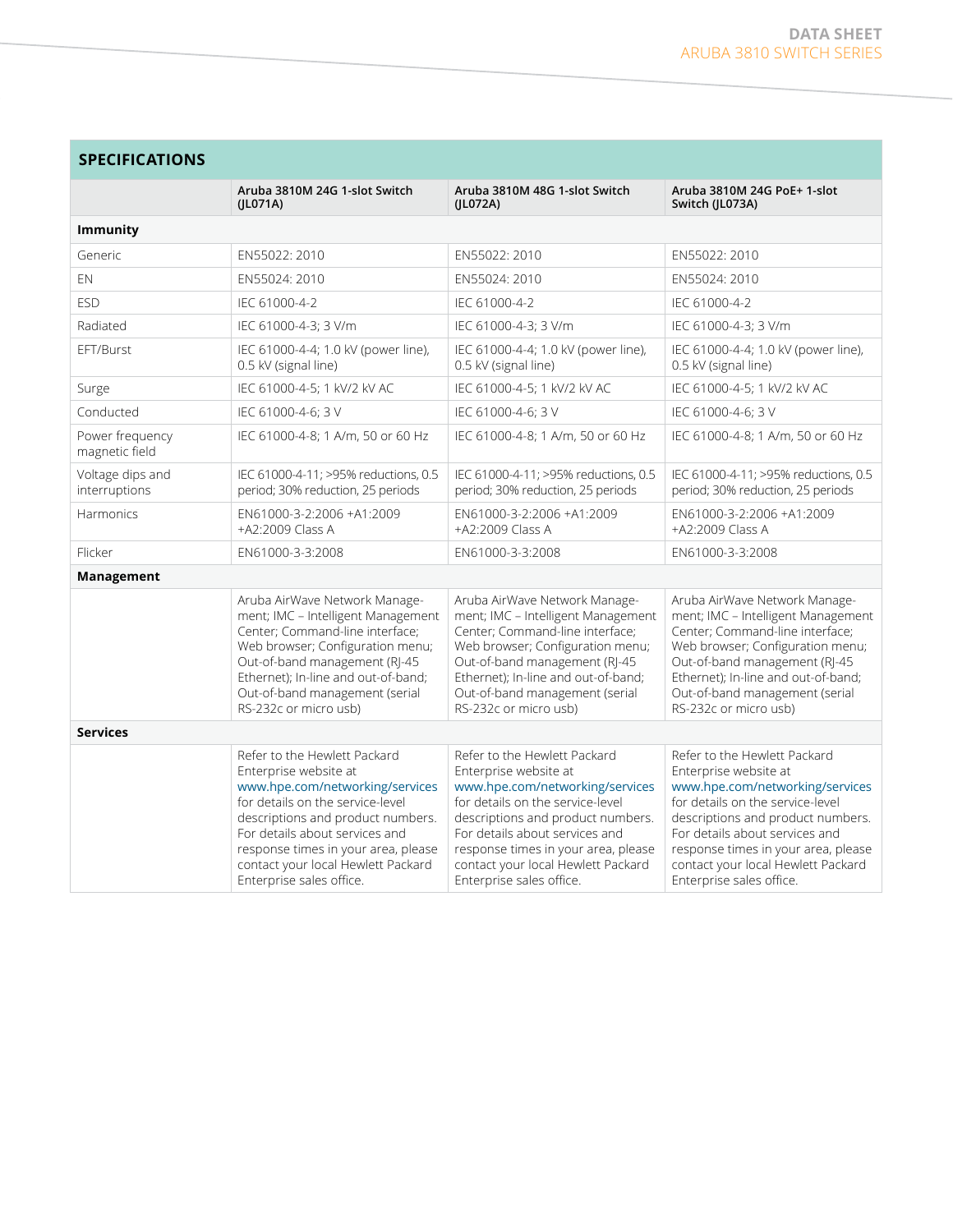## SPECIFICATIONS

| | Aruba 3810M 24G 1-slot Switch (JL071A) | Aruba 3810M 48G 1-slot Switch (JL072A) | Aruba 3810M 24G PoE+ 1-slot Switch (JL073A) |
|---|---|---|---|
| **Immunity** | | | |
| Generic | EN55022: 2010 | EN55022: 2010 | EN55022: 2010 |
| EN | EN55024: 2010 | EN55024: 2010 | EN55024: 2010 |
| ESD | IEC 61000-4-2 | IEC 61000-4-2 | IEC 61000-4-2 |
| Radiated | IEC 61000-4-3; 3 V/m | IEC 61000-4-3; 3 V/m | IEC 61000-4-3; 3 V/m |
| EFT/Burst | IEC 61000-4-4; 1.0 kV (power line), 0.5 kV (signal line) | IEC 61000-4-4; 1.0 kV (power line), 0.5 kV (signal line) | IEC 61000-4-4; 1.0 kV (power line), 0.5 kV (signal line) |
| Surge | IEC 61000-4-5; 1 kV/2 kV AC | IEC 61000-4-5; 1 kV/2 kV AC | IEC 61000-4-5; 1 kV/2 kV AC |
| Conducted | IEC 61000-4-6; 3 V | IEC 61000-4-6; 3 V | IEC 61000-4-6; 3 V |
| Power frequency magnetic field | IEC 61000-4-8; 1 A/m, 50 or 60 Hz | IEC 61000-4-8; 1 A/m, 50 or 60 Hz | IEC 61000-4-8; 1 A/m, 50 or 60 Hz |
| Voltage dips and interruptions | IEC 61000-4-11; >95% reductions, 0.5 period; 30% reduction, 25 periods | IEC 61000-4-11; >95% reductions, 0.5 period; 30% reduction, 25 periods | IEC 61000-4-11; >95% reductions, 0.5 period; 30% reduction, 25 periods |
| Harmonics | EN61000-3-2:2006 +A1:2009 +A2:2009 Class A | EN61000-3-2:2006 +A1:2009 +A2:2009 Class A | EN61000-3-2:2006 +A1:2009 +A2:2009 Class A |
| Flicker | EN61000-3-3:2008 | EN61000-3-3:2008 | EN61000-3-3:2008 |
| **Management** | | | |
| | Aruba AirWave Network Management; IMC – Intelligent Management Center; Command-line interface; Web browser; Configuration menu; Out-of-band management (RJ-45 Ethernet); In-line and out-of-band; Out-of-band management (serial RS-232c or micro usb) | Aruba AirWave Network Management; IMC – Intelligent Management Center; Command-line interface; Web browser; Configuration menu; Out-of-band management (RJ-45 Ethernet); In-line and out-of-band; Out-of-band management (serial RS-232c or micro usb) | Aruba AirWave Network Management; IMC – Intelligent Management Center; Command-line interface; Web browser; Configuration menu; Out-of-band management (RJ-45 Ethernet); In-line and out-of-band; Out-of-band management (serial RS-232c or micro usb) |
| **Services** | | | |
| | Refer to the Hewlett Packard Enterprise website at www.hpe.com/networking/services for details on the service-level descriptions and product numbers. For details about services and response times in your area, please contact your local Hewlett Packard Enterprise sales office. | Refer to the Hewlett Packard Enterprise website at www.hpe.com/networking/services for details on the service-level descriptions and product numbers. For details about services and response times in your area, please contact your local Hewlett Packard Enterprise sales office. | Refer to the Hewlett Packard Enterprise website at www.hpe.com/networking/services for details on the service-level descriptions and product numbers. For details about services and response times in your area, please contact your local Hewlett Packard Enterprise sales office. |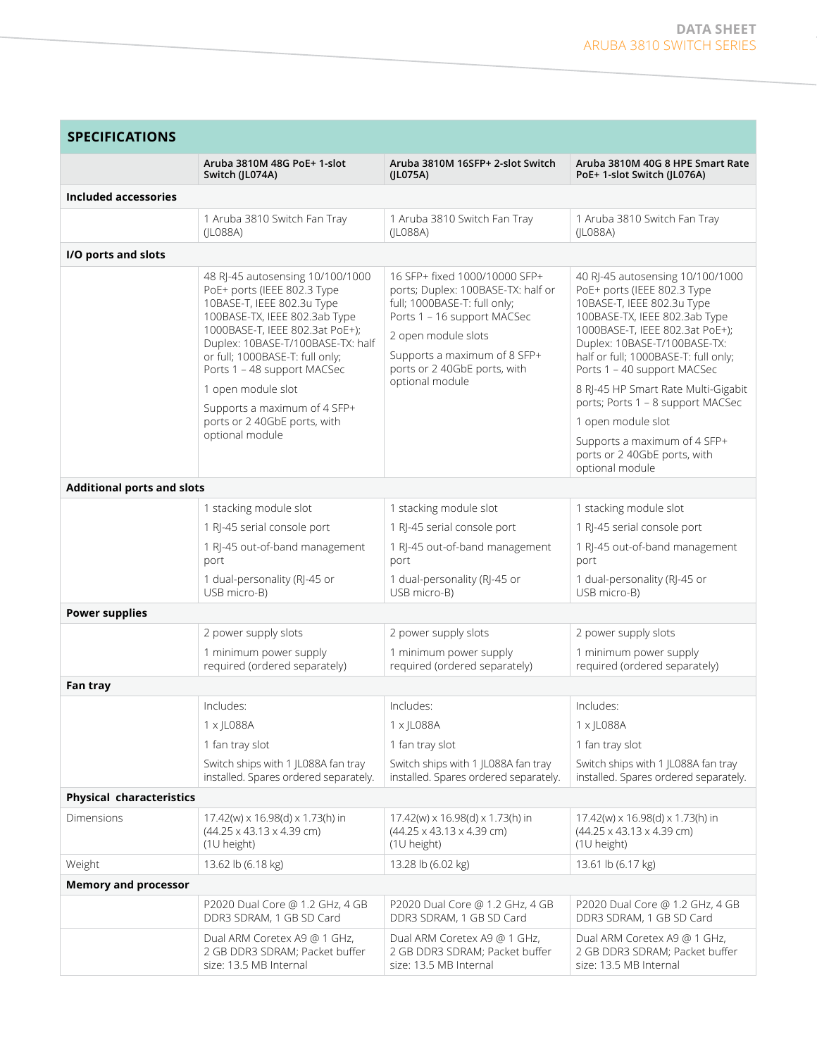## SPECIFICATIONS

| | Aruba 3810M 48G PoE+ 1-slot Switch (JL074A) | Aruba 3810M 16SFP+ 2-slot Switch (JL075A) | Aruba 3810M 40G 8 HPE Smart Rate PoE+ 1-slot Switch (JL076A) |
|---|---|---|---|
| **Included accessories** | | | |
| | 1 Aruba 3810 Switch Fan Tray (JL088A) | 1 Aruba 3810 Switch Fan Tray (JL088A) | 1 Aruba 3810 Switch Fan Tray (JL088A) |
| **I/O ports and slots** | | | |
| | 48 RJ-45 autosensing 10/100/1000 PoE+ ports (IEEE 802.3 Type 10BASE-T, IEEE 802.3u Type 100BASE-TX, IEEE 802.3ab Type 1000BASE-T, IEEE 802.3at PoE+); Duplex: 10BASE-T/100BASE-TX: half or full; 1000BASE-T: full only; Ports 1 – 48 support MACSec<br><br>1 open module slot<br><br>Supports a maximum of 4 SFP+ ports or 2 40GbE ports, with optional module | 16 SFP+ fixed 1000/10000 SFP+ ports; Duplex: 100BASE-TX: half or full; 1000BASE-T: full only; Ports 1 – 16 support MACSec<br><br>2 open module slots<br><br>Supports a maximum of 8 SFP+ ports or 2 40GbE ports, with optional module | 40 RJ-45 autosensing 10/100/1000 PoE+ ports (IEEE 802.3 Type 10BASE-T, IEEE 802.3u Type 100BASE-TX, IEEE 802.3ab Type 1000BASE-T, IEEE 802.3at PoE+); Duplex: 10BASE-T/100BASE-TX: half or full; 1000BASE-T: full only; Ports 1 – 40 support MACSec<br><br>8 RJ-45 HP Smart Rate Multi-Gigabit ports; Ports 1 – 8 support MACSec<br><br>1 open module slot<br><br>Supports a maximum of 4 SFP+ ports or 2 40GbE ports, with optional module |
| **Additional ports and slots** | | | |
| | 1 stacking module slot<br><br>1 RJ-45 serial console port<br><br>1 RJ-45 out-of-band management port<br><br>1 dual-personality (RJ-45 or USB micro-B) | 1 stacking module slot<br><br>1 RJ-45 serial console port<br><br>1 RJ-45 out-of-band management port<br><br>1 dual-personality (RJ-45 or USB micro-B) | 1 stacking module slot<br><br>1 RJ-45 serial console port<br><br>1 RJ-45 out-of-band management port<br><br>1 dual-personality (RJ-45 or USB micro-B) |
| **Power supplies** | | | |
| | 2 power supply slots<br><br>1 minimum power supply required (ordered separately) | 2 power supply slots<br><br>1 minimum power supply required (ordered separately) | 2 power supply slots<br><br>1 minimum power supply required (ordered separately) |
| **Fan tray** | | | |
| | Includes:<br><br>1 x JL088A<br><br>1 fan tray slot<br><br>Switch ships with 1 JL088A fan tray installed. Spares ordered separately. | Includes:<br><br>1 x JL088A<br><br>1 fan tray slot<br><br>Switch ships with 1 JL088A fan tray installed. Spares ordered separately. | Includes:<br><br>1 x JL088A<br><br>1 fan tray slot<br><br>Switch ships with 1 JL088A fan tray installed. Spares ordered separately. |
| **Physical characteristics** | | | |
| Dimensions | 17.42(w) x 16.98(d) x 1.73(h) in (44.25 x 43.13 x 4.39 cm) (1U height) | 17.42(w) x 16.98(d) x 1.73(h) in (44.25 x 43.13 x 4.39 cm) (1U height) | 17.42(w) x 16.98(d) x 1.73(h) in (44.25 x 43.13 x 4.39 cm) (1U height) |
| Weight | 13.62 lb (6.18 kg) | 13.28 lb (6.02 kg) | 13.61 lb (6.17 kg) |
| **Memory and processor** | | | |
| | P2020 Dual Core @ 1.2 GHz, 4 GB DDR3 SDRAM, 1 GB SD Card | P2020 Dual Core @ 1.2 GHz, 4 GB DDR3 SDRAM, 1 GB SD Card | P2020 Dual Core @ 1.2 GHz, 4 GB DDR3 SDRAM, 1 GB SD Card |
| | Dual ARM Coretex A9 @ 1 GHz, 2 GB DDR3 SDRAM; Packet buffer size: 13.5 MB Internal | Dual ARM Coretex A9 @ 1 GHz, 2 GB DDR3 SDRAM; Packet buffer size: 13.5 MB Internal | Dual ARM Coretex A9 @ 1 GHz, 2 GB DDR3 SDRAM; Packet buffer size: 13.5 MB Internal |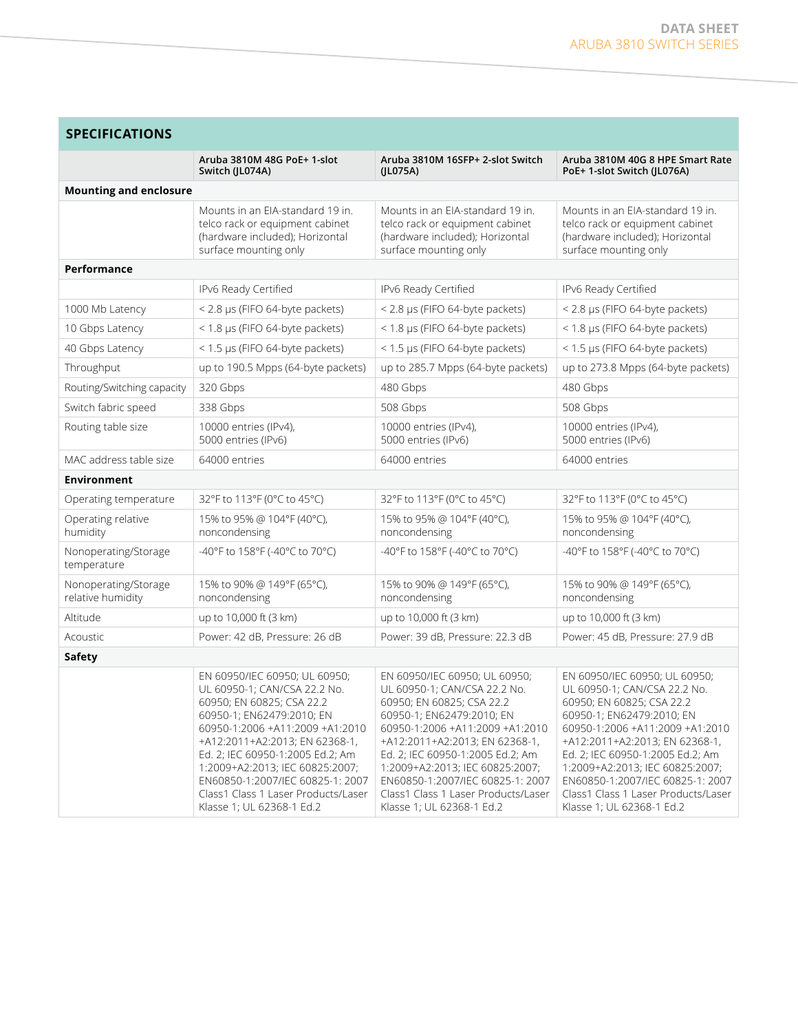## SPECIFICATIONS

| | Aruba 3810M 48G PoE+ 1-slot Switch (JL074A) | Aruba 3810M 16SFP+ 2-slot Switch (JL075A) | Aruba 3810M 40G 8 HPE Smart Rate PoE+ 1-slot Switch (JL076A) |
|---|---|---|---|
| **Mounting and enclosure** | | | |
| | Mounts in an EIA-standard 19 in. telco rack or equipment cabinet (hardware included); Horizontal surface mounting only | Mounts in an EIA-standard 19 in. telco rack or equipment cabinet (hardware included); Horizontal surface mounting only | Mounts in an EIA-standard 19 in. telco rack or equipment cabinet (hardware included); Horizontal surface mounting only |
| **Performance** | | | |
| | IPv6 Ready Certified | IPv6 Ready Certified | IPv6 Ready Certified |
| 1000 Mb Latency | < 2.8 µs (FIFO 64-byte packets) | < 2.8 µs (FIFO 64-byte packets) | < 2.8 µs (FIFO 64-byte packets) |
| 10 Gbps Latency | < 1.8 µs (FIFO 64-byte packets) | < 1.8 µs (FIFO 64-byte packets) | < 1.8 µs (FIFO 64-byte packets) |
| 40 Gbps Latency | < 1.5 µs (FIFO 64-byte packets) | < 1.5 µs (FIFO 64-byte packets) | < 1.5 µs (FIFO 64-byte packets) |
| Throughput | up to 190.5 Mpps (64-byte packets) | up to 285.7 Mpps (64-byte packets) | up to 273.8 Mpps (64-byte packets) |
| Routing/Switching capacity | 320 Gbps | 480 Gbps | 480 Gbps |
| Switch fabric speed | 338 Gbps | 508 Gbps | 508 Gbps |
| Routing table size | 10000 entries (IPv4), 5000 entries (IPv6) | 10000 entries (IPv4), 5000 entries (IPv6) | 10000 entries (IPv4), 5000 entries (IPv6) |
| MAC address table size | 64000 entries | 64000 entries | 64000 entries |
| **Environment** | | | |
| Operating temperature | 32°F to 113°F (0°C to 45°C) | 32°F to 113°F (0°C to 45°C) | 32°F to 113°F (0°C to 45°C) |
| Operating relative humidity | 15% to 95% @ 104°F (40°C), noncondensing | 15% to 95% @ 104°F (40°C), noncondensing | 15% to 95% @ 104°F (40°C), noncondensing |
| Nonoperating/Storage temperature | -40°F to 158°F (-40°C to 70°C) | -40°F to 158°F (-40°C to 70°C) | -40°F to 158°F (-40°C to 70°C) |
| Nonoperating/Storage relative humidity | 15% to 90% @ 149°F (65°C), noncondensing | 15% to 90% @ 149°F (65°C), noncondensing | 15% to 90% @ 149°F (65°C), noncondensing |
| Altitude | up to 10,000 ft (3 km) | up to 10,000 ft (3 km) | up to 10,000 ft (3 km) |
| Acoustic | Power: 42 dB, Pressure: 26 dB | Power: 39 dB, Pressure: 22.3 dB | Power: 45 dB, Pressure: 27.9 dB |
| **Safety** | | | |
| | EN 60950/IEC 60950; UL 60950; UL 60950-1; CAN/CSA 22.2 No. 60950; EN 60825; CSA 22.2 60950-1; EN62479:2010; EN 60950-1:2006 +A11:2009 +A1:2010 +A12:2011+A2:2013; EN 62368-1, Ed. 2; IEC 60950-1:2005 Ed.2; Am 1:2009+A2:2013; IEC 60825:2007; EN60850-1:2007/IEC 60825-1: 2007 Class1 Class 1 Laser Products/Laser Klasse 1; UL 62368-1 Ed.2 | EN 60950/IEC 60950; UL 60950; UL 60950-1; CAN/CSA 22.2 No. 60950; EN 60825; CSA 22.2 60950-1; EN62479:2010; EN 60950-1:2006 +A11:2009 +A1:2010 +A12:2011+A2:2013; EN 62368-1, Ed. 2; IEC 60950-1:2005 Ed.2; Am 1:2009+A2:2013; IEC 60825:2007; EN60850-1:2007/IEC 60825-1: 2007 Class1 Class 1 Laser Products/Laser Klasse 1; UL 62368-1 Ed.2 | EN 60950/IEC 60950; UL 60950; UL 60950-1; CAN/CSA 22.2 No. 60950; EN 60825; CSA 22.2 60950-1; EN62479:2010; EN 60950-1:2006 +A11:2009 +A1:2010 +A12:2011+A2:2013; EN 62368-1, Ed. 2; IEC 60950-1:2005 Ed.2; Am 1:2009+A2:2013; IEC 60825:2007; EN60850-1:2007/IEC 60825-1: 2007 Class1 Class 1 Laser Products/Laser Klasse 1; UL 62368-1 Ed.2 |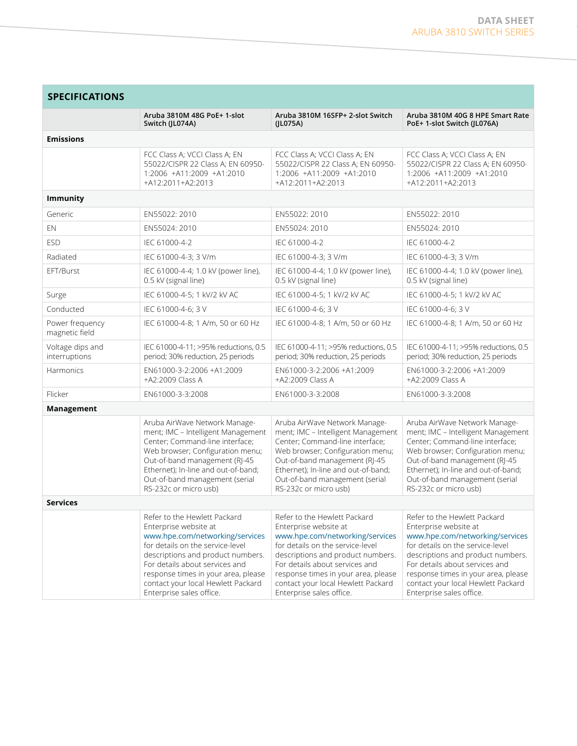## SPECIFICATIONS

| | Aruba 3810M 48G PoE+ 1-slot Switch (JL074A) | Aruba 3810M 16SFP+ 2-slot Switch (JL075A) | Aruba 3810M 40G 8 HPE Smart Rate PoE+ 1-slot Switch (JL076A) |
|---|---|---|---|
| **Emissions** | | | |
| | FCC Class A; VCCI Class A; EN 55022/CISPR 22 Class A; EN 60950-1:2006 +A11:2009 +A1:2010 +A12:2011+A2:2013 | FCC Class A; VCCI Class A; EN 55022/CISPR 22 Class A; EN 60950-1:2006 +A11:2009 +A1:2010 +A12:2011+A2:2013 | FCC Class A; VCCI Class A; EN 55022/CISPR 22 Class A; EN 60950-1:2006 +A11:2009 +A1:2010 +A12:2011+A2:2013 |
| **Immunity** | | | |
| Generic | EN55022: 2010 | EN55022: 2010 | EN55022: 2010 |
| EN | EN55024: 2010 | EN55024: 2010 | EN55024: 2010 |
| ESD | IEC 61000-4-2 | IEC 61000-4-2 | IEC 61000-4-2 |
| Radiated | IEC 61000-4-3; 3 V/m | IEC 61000-4-3; 3 V/m | IEC 61000-4-3; 3 V/m |
| EFT/Burst | IEC 61000-4-4; 1.0 kV (power line), 0.5 kV (signal line) | IEC 61000-4-4; 1.0 kV (power line), 0.5 kV (signal line) | IEC 61000-4-4; 1.0 kV (power line), 0.5 kV (signal line) |
| Surge | IEC 61000-4-5; 1 kV/2 kV AC | IEC 61000-4-5; 1 kV/2 kV AC | IEC 61000-4-5; 1 kV/2 kV AC |
| Conducted | IEC 61000-4-6; 3 V | IEC 61000-4-6; 3 V | IEC 61000-4-6; 3 V |
| Power frequency magnetic field | IEC 61000-4-8; 1 A/m, 50 or 60 Hz | IEC 61000-4-8; 1 A/m, 50 or 60 Hz | IEC 61000-4-8; 1 A/m, 50 or 60 Hz |
| Voltage dips and interruptions | IEC 61000-4-11; >95% reductions, 0.5 period; 30% reduction, 25 periods | IEC 61000-4-11; >95% reductions, 0.5 period; 30% reduction, 25 periods | IEC 61000-4-11; >95% reductions, 0.5 period; 30% reduction, 25 periods |
| Harmonics | EN61000-3-2:2006 +A1:2009 +A2:2009 Class A | EN61000-3-2:2006 +A1:2009 +A2:2009 Class A | EN61000-3-2:2006 +A1:2009 +A2:2009 Class A |
| Flicker | EN61000-3-3:2008 | EN61000-3-3:2008 | EN61000-3-3:2008 |
| **Management** | | | |
| | Aruba AirWave Network Management; IMC – Intelligent Management Center; Command-line interface; Web browser; Configuration menu; Out-of-band management (RJ-45 Ethernet); In-line and out-of-band; Out-of-band management (serial RS-232c or micro usb) | Aruba AirWave Network Management; IMC – Intelligent Management Center; Command-line interface; Web browser; Configuration menu; Out-of-band management (RJ-45 Ethernet); In-line and out-of-band; Out-of-band management (serial RS-232c or micro usb) | Aruba AirWave Network Management; IMC – Intelligent Management Center; Command-line interface; Web browser; Configuration menu; Out-of-band management (RJ-45 Ethernet); In-line and out-of-band; Out-of-band management (serial RS-232c or micro usb) |
| **Services** | | | |
| | Refer to the Hewlett Packard Enterprise website at www.hpe.com/networking/services for details on the service-level descriptions and product numbers. For details about services and response times in your area, please contact your local Hewlett Packard Enterprise sales office. | Refer to the Hewlett Packard Enterprise website at www.hpe.com/networking/services for details on the service-level descriptions and product numbers. For details about services and response times in your area, please contact your local Hewlett Packard Enterprise sales office. | Refer to the Hewlett Packard Enterprise website at www.hpe.com/networking/services for details on the service-level descriptions and product numbers. For details about services and response times in your area, please contact your local Hewlett Packard Enterprise sales office. |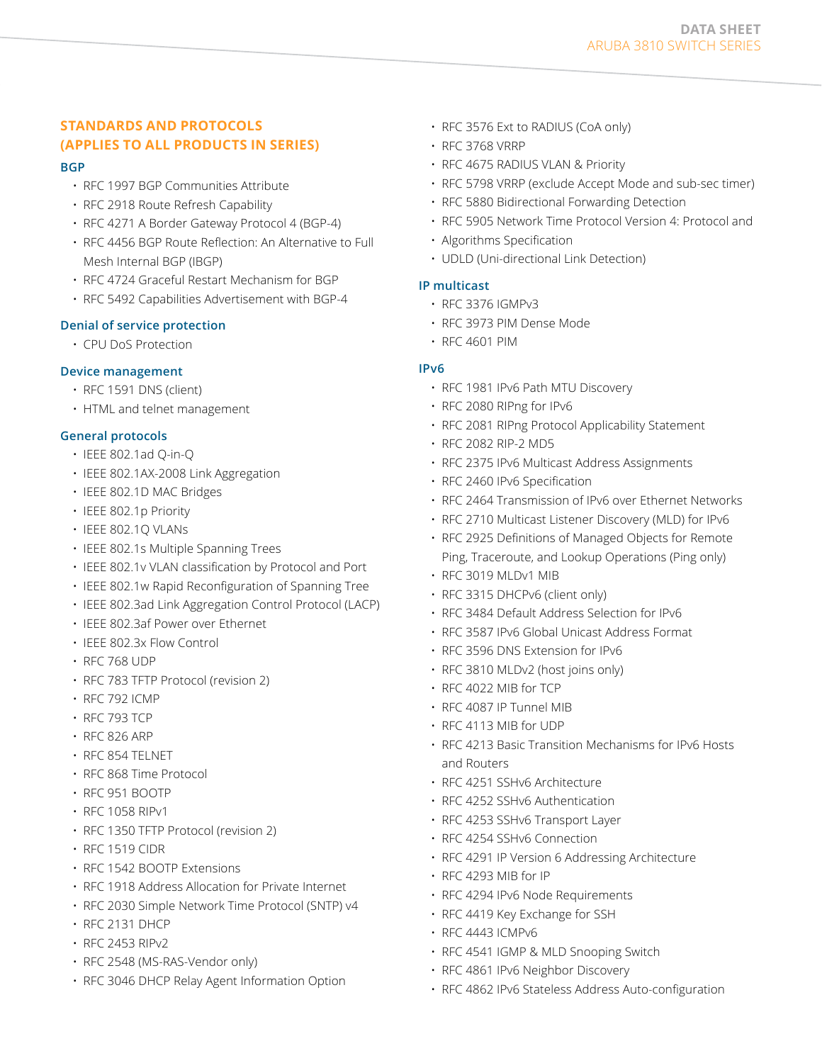## STANDARDS AND PROTOCOLS (APPLIES TO ALL PRODUCTS IN SERIES)

### BGP

- RFC 1997 BGP Communities Attribute
- RFC 2918 Route Refresh Capability
- RFC 4271 A Border Gateway Protocol 4 (BGP-4)
- RFC 4456 BGP Route Reflection: An Alternative to Full Mesh Internal BGP (IBGP)
- RFC 4724 Graceful Restart Mechanism for BGP
- RFC 5492 Capabilities Advertisement with BGP-4

### Denial of service protection

- CPU DoS Protection

### Device management

- RFC 1591 DNS (client)
- HTML and telnet management

### General protocols

- IEEE 802.1ad Q-in-Q
- IEEE 802.1AX-2008 Link Aggregation
- IEEE 802.1D MAC Bridges
- IEEE 802.1p Priority
- IEEE 802.1Q VLANs
- IEEE 802.1s Multiple Spanning Trees
- IEEE 802.1v VLAN classification by Protocol and Port
- IEEE 802.1w Rapid Reconfiguration of Spanning Tree
- IEEE 802.3ad Link Aggregation Control Protocol (LACP)
- IEEE 802.3af Power over Ethernet
- IEEE 802.3x Flow Control
- RFC 768 UDP
- RFC 783 TFTP Protocol (revision 2)
- RFC 792 ICMP
- RFC 793 TCP
- RFC 826 ARP
- RFC 854 TELNET
- RFC 868 Time Protocol
- RFC 951 BOOTP
- RFC 1058 RIPv1
- RFC 1350 TFTP Protocol (revision 2)
- RFC 1519 CIDR
- RFC 1542 BOOTP Extensions
- RFC 1918 Address Allocation for Private Internet
- RFC 2030 Simple Network Time Protocol (SNTP) v4
- RFC 2131 DHCP
- RFC 2453 RIPv2
- RFC 2548 (MS-RAS-Vendor only)
- RFC 3046 DHCP Relay Agent Information Option
- RFC 3576 Ext to RADIUS (CoA only)
- RFC 3768 VRRP
- RFC 4675 RADIUS VLAN & Priority
- RFC 5798 VRRP (exclude Accept Mode and sub-sec timer)
- RFC 5880 Bidirectional Forwarding Detection
- RFC 5905 Network Time Protocol Version 4: Protocol and
- Algorithms Specification
- UDLD (Uni-directional Link Detection)

### IP multicast

- RFC 3376 IGMPv3
- RFC 3973 PIM Dense Mode
- RFC 4601 PIM

### IPv6

- RFC 1981 IPv6 Path MTU Discovery
- RFC 2080 RIPng for IPv6
- RFC 2081 RIPng Protocol Applicability Statement
- RFC 2082 RIP-2 MD5
- RFC 2375 IPv6 Multicast Address Assignments
- RFC 2460 IPv6 Specification
- RFC 2464 Transmission of IPv6 over Ethernet Networks
- RFC 2710 Multicast Listener Discovery (MLD) for IPv6
- RFC 2925 Definitions of Managed Objects for Remote Ping, Traceroute, and Lookup Operations (Ping only)
- RFC 3019 MLDv1 MIB
- RFC 3315 DHCPv6 (client only)
- RFC 3484 Default Address Selection for IPv6
- RFC 3587 IPv6 Global Unicast Address Format
- RFC 3596 DNS Extension for IPv6
- RFC 3810 MLDv2 (host joins only)
- RFC 4022 MIB for TCP
- RFC 4087 IP Tunnel MIB
- RFC 4113 MIB for UDP
- RFC 4213 Basic Transition Mechanisms for IPv6 Hosts and Routers
- RFC 4251 SSHv6 Architecture
- RFC 4252 SSHv6 Authentication
- RFC 4253 SSHv6 Transport Layer
- RFC 4254 SSHv6 Connection
- RFC 4291 IP Version 6 Addressing Architecture
- RFC 4293 MIB for IP
- RFC 4294 IPv6 Node Requirements
- RFC 4419 Key Exchange for SSH
- RFC 4443 ICMPv6
- RFC 4541 IGMP & MLD Snooping Switch
- RFC 4861 IPv6 Neighbor Discovery
- RFC 4862 IPv6 Stateless Address Auto-configuration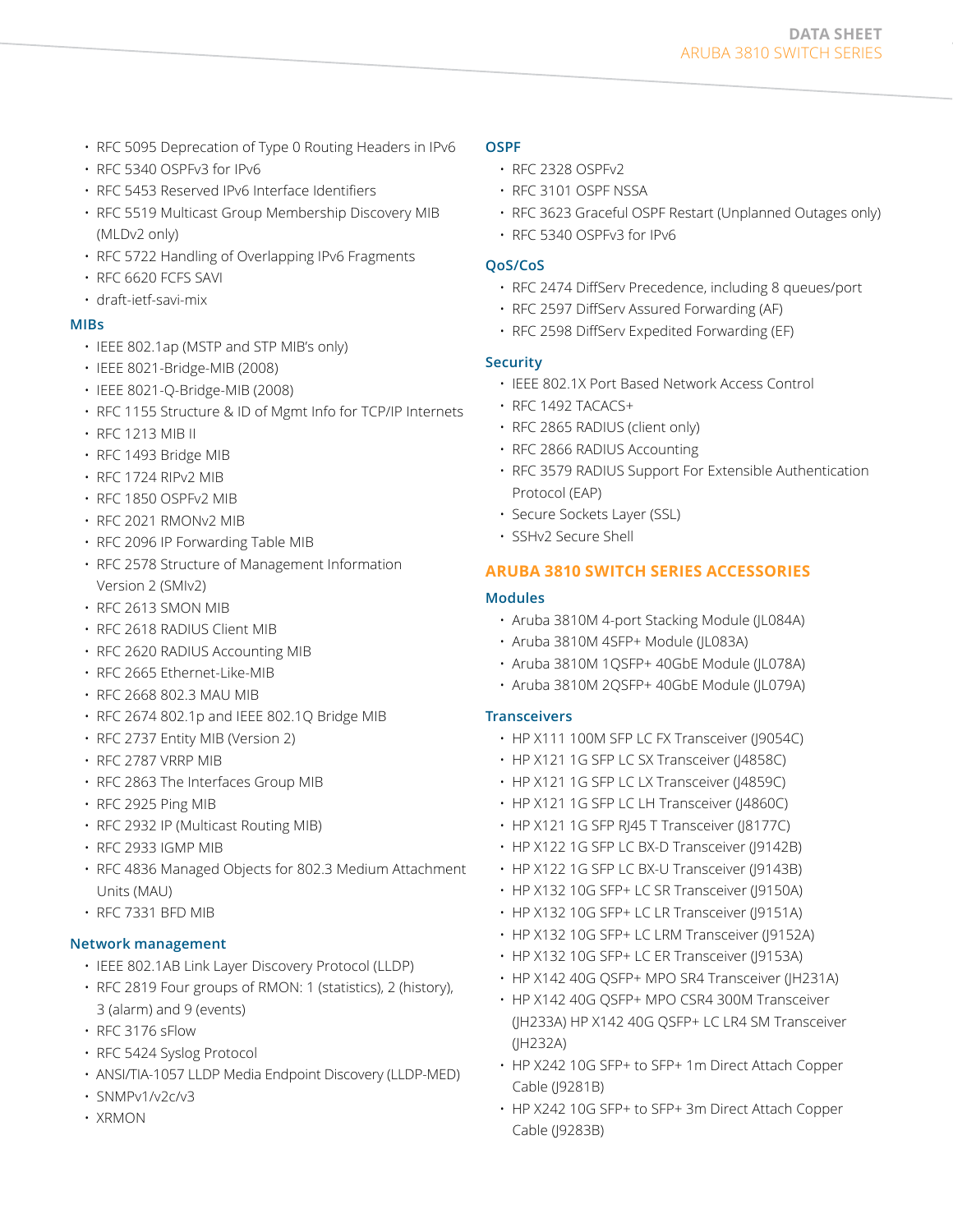- RFC 5095 Deprecation of Type 0 Routing Headers in IPv6
- RFC 5340 OSPFv3 for IPv6
- RFC 5453 Reserved IPv6 Interface Identifiers
- RFC 5519 Multicast Group Membership Discovery MIB (MLDv2 only)
- RFC 5722 Handling of Overlapping IPv6 Fragments
- RFC 6620 FCFS SAVI
- draft-ietf-savi-mix

### MIBs

- IEEE 802.1ap (MSTP and STP MIB's only)
- IEEE 8021-Bridge-MIB (2008)
- IEEE 8021-Q-Bridge-MIB (2008)
- RFC 1155 Structure & ID of Mgmt Info for TCP/IP Internets
- RFC 1213 MIB II
- RFC 1493 Bridge MIB
- RFC 1724 RIPv2 MIB
- RFC 1850 OSPFv2 MIB
- RFC 2021 RMONv2 MIB
- RFC 2096 IP Forwarding Table MIB
- RFC 2578 Structure of Management Information Version 2 (SMIv2)
- RFC 2613 SMON MIB
- RFC 2618 RADIUS Client MIB
- RFC 2620 RADIUS Accounting MIB
- RFC 2665 Ethernet-Like-MIB
- RFC 2668 802.3 MAU MIB
- RFC 2674 802.1p and IEEE 802.1Q Bridge MIB
- RFC 2737 Entity MIB (Version 2)
- RFC 2787 VRRP MIB
- RFC 2863 The Interfaces Group MIB
- RFC 2925 Ping MIB
- RFC 2932 IP (Multicast Routing MIB)
- RFC 2933 IGMP MIB
- RFC 4836 Managed Objects for 802.3 Medium Attachment Units (MAU)
- RFC 7331 BFD MIB

### Network management

- IEEE 802.1AB Link Layer Discovery Protocol (LLDP)
- RFC 2819 Four groups of RMON: 1 (statistics), 2 (history), 3 (alarm) and 9 (events)
- RFC 3176 sFlow
- RFC 5424 Syslog Protocol
- ANSI/TIA-1057 LLDP Media Endpoint Discovery (LLDP-MED)
- SNMPv1/v2c/v3
- XRMON

### OSPF

- RFC 2328 OSPFv2
- RFC 3101 OSPF NSSA
- RFC 3623 Graceful OSPF Restart (Unplanned Outages only)
- RFC 5340 OSPFv3 for IPv6

### QoS/CoS

- RFC 2474 DiffServ Precedence, including 8 queues/port
- RFC 2597 DiffServ Assured Forwarding (AF)
- RFC 2598 DiffServ Expedited Forwarding (EF)

### Security

- IEEE 802.1X Port Based Network Access Control
- RFC 1492 TACACS+
- RFC 2865 RADIUS (client only)
- RFC 2866 RADIUS Accounting
- RFC 3579 RADIUS Support For Extensible Authentication Protocol (EAP)
- Secure Sockets Layer (SSL)
- SSHv2 Secure Shell

## ARUBA 3810 SWITCH SERIES ACCESSORIES

### Modules

- Aruba 3810M 4-port Stacking Module (JL084A)
- Aruba 3810M 4SFP+ Module (JL083A)
- Aruba 3810M 1QSFP+ 40GbE Module (JL078A)
- Aruba 3810M 2QSFP+ 40GbE Module (JL079A)

### Transceivers

- HP X111 100M SFP LC FX Transceiver (J9054C)
- HP X121 1G SFP LC SX Transceiver (J4858C)
- HP X121 1G SFP LC LX Transceiver (J4859C)
- HP X121 1G SFP LC LH Transceiver (J4860C)
- HP X121 1G SFP RJ45 T Transceiver (J8177C)
- HP X122 1G SFP LC BX-D Transceiver (J9142B)
- HP X122 1G SFP LC BX-U Transceiver (J9143B)
- HP X132 10G SFP+ LC SR Transceiver (J9150A)
- HP X132 10G SFP+ LC LR Transceiver (J9151A)
- HP X132 10G SFP+ LC LRM Transceiver (J9152A)
- HP X132 10G SFP+ LC ER Transceiver (J9153A)
- HP X142 40G QSFP+ MPO SR4 Transceiver (JH231A)
- HP X142 40G QSFP+ MPO CSR4 300M Transceiver (JH233A) HP X142 40G QSFP+ LC LR4 SM Transceiver (JH232A)
- HP X242 10G SFP+ to SFP+ 1m Direct Attach Copper Cable (J9281B)
- HP X242 10G SFP+ to SFP+ 3m Direct Attach Copper Cable (J9283B)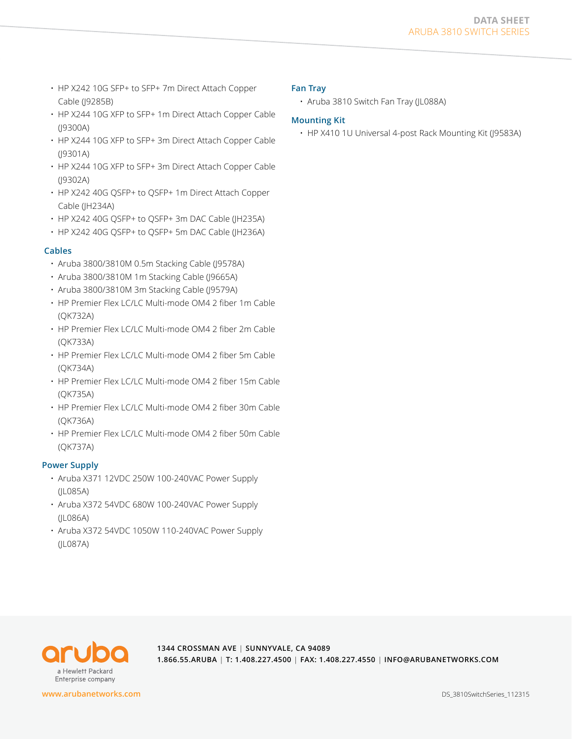- HP X242 10G SFP+ to SFP+ 7m Direct Attach Copper Cable (J9285B)
- HP X244 10G XFP to SFP+ 1m Direct Attach Copper Cable (J9300A)
- HP X244 10G XFP to SFP+ 3m Direct Attach Copper Cable (J9301A)
- HP X244 10G XFP to SFP+ 3m Direct Attach Copper Cable (J9302A)
- HP X242 40G QSFP+ to QSFP+ 1m Direct Attach Copper Cable (JH234A)
- HP X242 40G QSFP+ to QSFP+ 3m DAC Cable (JH235A)
- HP X242 40G QSFP+ to QSFP+ 5m DAC Cable (JH236A)

### Cables

- Aruba 3800/3810M 0.5m Stacking Cable (J9578A)
- Aruba 3800/3810M 1m Stacking Cable (J9665A)
- Aruba 3800/3810M 3m Stacking Cable (J9579A)
- HP Premier Flex LC/LC Multi-mode OM4 2 fiber 1m Cable (QK732A)
- HP Premier Flex LC/LC Multi-mode OM4 2 fiber 2m Cable (QK733A)
- HP Premier Flex LC/LC Multi-mode OM4 2 fiber 5m Cable (QK734A)
- HP Premier Flex LC/LC Multi-mode OM4 2 fiber 15m Cable (QK735A)
- HP Premier Flex LC/LC Multi-mode OM4 2 fiber 30m Cable (QK736A)
- HP Premier Flex LC/LC Multi-mode OM4 2 fiber 50m Cable (QK737A)

### Power Supply

- Aruba X371 12VDC 250W 100-240VAC Power Supply (JL085A)
- Aruba X372 54VDC 680W 100-240VAC Power Supply (JL086A)
- Aruba X372 54VDC 1050W 110-240VAC Power Supply (JL087A)

### Fan Tray

- Aruba 3810 Switch Fan Tray (JL088A)

### Mounting Kit

- HP X410 1U Universal 4-post Rack Mounting Kit (J9583A)

aruba
a Hewlett Packard Enterprise company

**1344 CROSSMAN AVE | SUNNYVALE, CA 94089**
**1.866.55.ARUBA | T: 1.408.227.4500 | FAX: 1.408.227.4550 | INFO@ARUBANETWORKS.COM**

www.arubanetworks.com

DS_3810SwitchSeries_112315